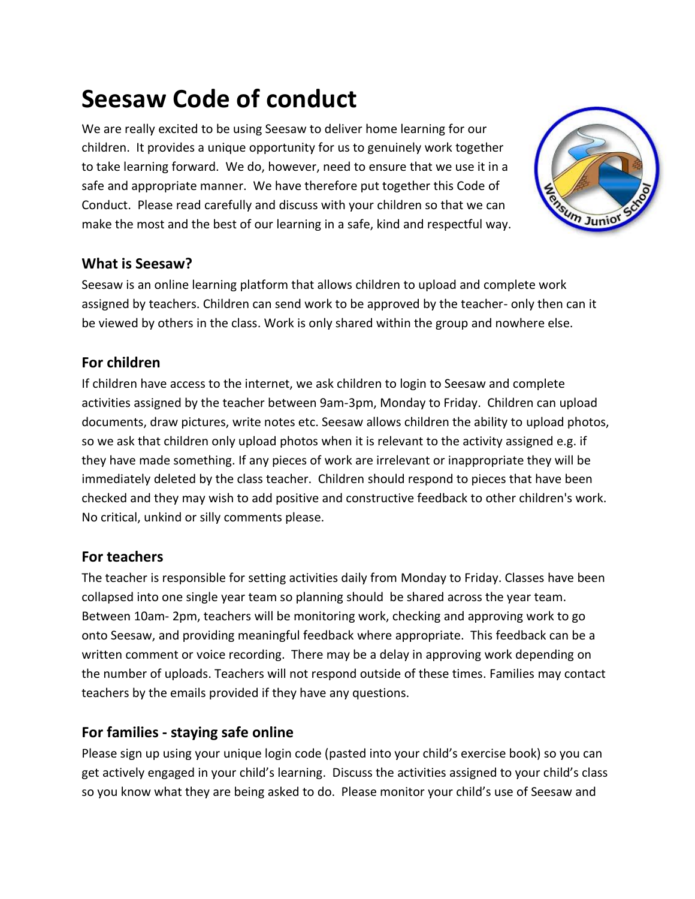# Seesaw Code of conduct

We are really excited to be using Seesaw to deliver home learning for our children. It provides a unique opportunity for us to genuinely work together to take learning forward. We do, however, need to ensure that we use it in a safe and appropriate manner. We have therefore put together this Code of Conduct. Please read carefully and discuss with your children so that we can make the most and the best of our learning in a safe, kind and respectful way.

## What is Seesaw?

Seesaw is an online learning platform that allows children to upload and complete work assigned by teachers. Children can send work to be approved by the teacher- only then can it be viewed by others in the class. Work is only shared within the group and nowhere else.

## For children

If children have access to the internet, we ask children to login to Seesaw and complete activities assigned by the teacher between 9am-3pm, Monday to Friday. Children can upload documents, draw pictures, write notes etc. Seesaw allows children the ability to upload photos, so we ask that children only upload photos when it is relevant to the activity assigned e.g. if they have made something. If any pieces of work are irrelevant or inappropriate they will be immediately deleted by the class teacher. Children should respond to pieces that have been checked and they may wish to add positive and constructive feedback to other children's work. No critical, unkind or silly comments please.

## For teachers

The teacher is responsible for setting activities daily from Monday to Friday. Classes have been collapsed into one single year team so planning should be shared across the year team. Between 10am- 2pm, teachers will be monitoring work, checking and approving work to go onto Seesaw, and providing meaningful feedback where appropriate. This feedback can be a written comment or voice recording. There may be a delay in approving work depending on the number of uploads. Teachers will not respond outside of these times. Families may contact teachers by the emails provided if they have any questions.

## For families - staying safe online

Please sign up using your unique login code (pasted into your child's exercise book) so you can get actively engaged in your child's learning. Discuss the activities assigned to your child's class so you know what they are being asked to do. Please monitor your child's use of Seesaw and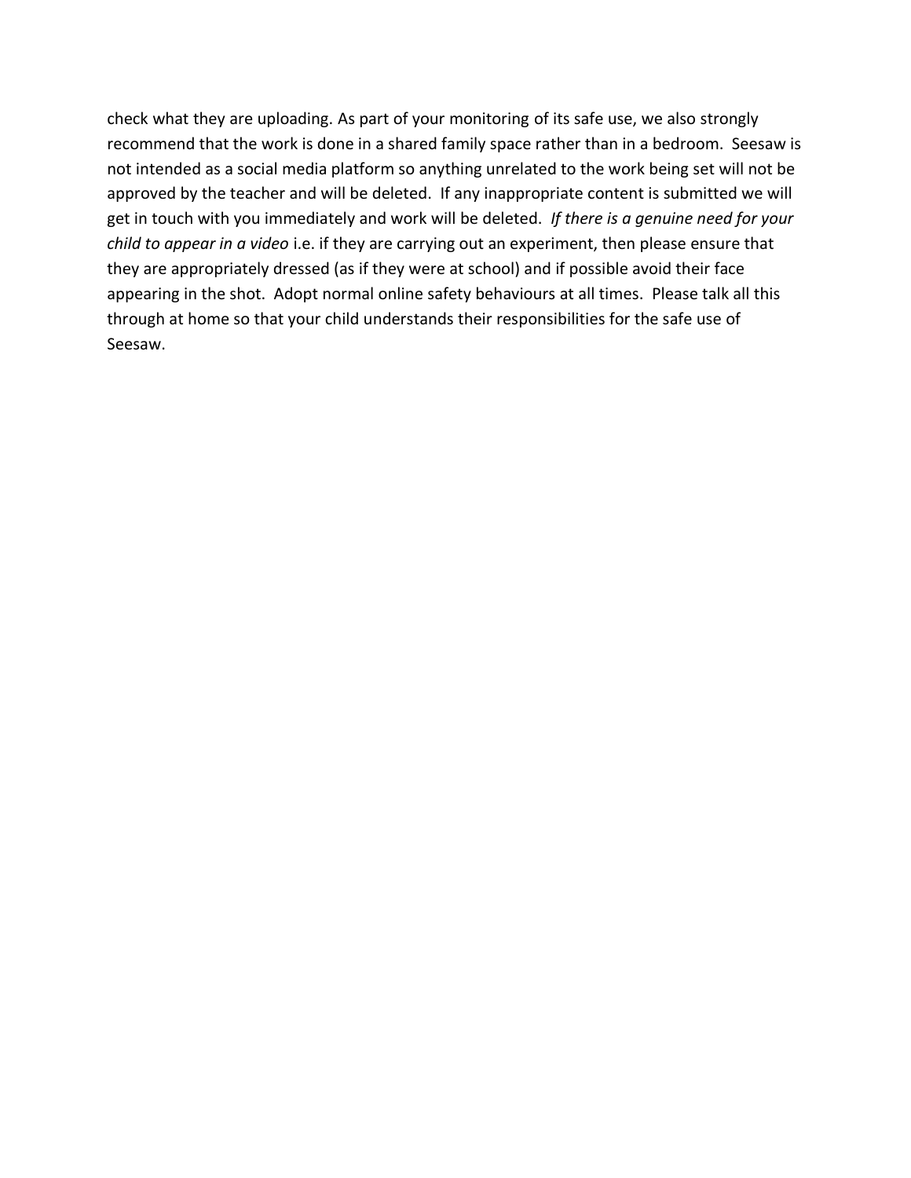check what they are uploading. As part of your monitoring of its safe use, we also strongly recommend that the work is done in a shared family space rather than in a bedroom. Seesaw is not intended as a social media platform so anything unrelated to the work being set will not be approved by the teacher and will be deleted. If any inappropriate content is submitted we will get in touch with you immediately and work will be deleted. *If there is a genuine need for your child to appear in a video* i.e. if they are carrying out an experiment, then please ensure that they are appropriately dressed (as if they were at school) and if possible avoid their face appearing in the shot. Adopt normal online safety behaviours at all times. Please talk all this through at home so that your child understands their responsibilities for the safe use of Seesaw.